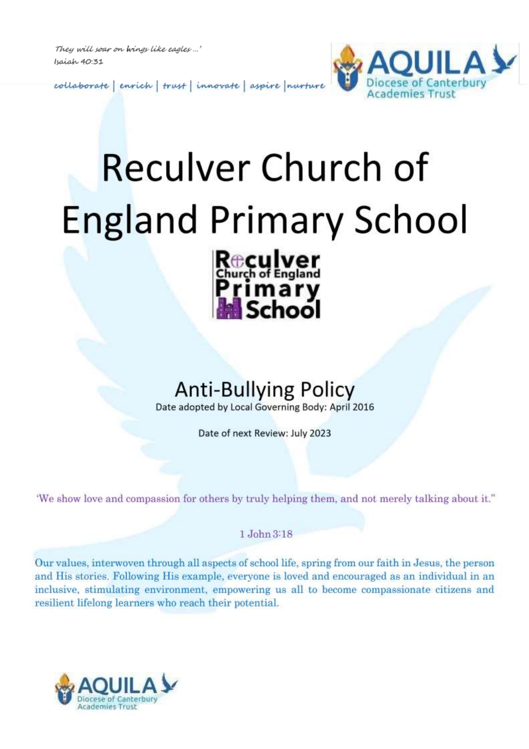*They will soar on wings like eagles …'*
*Isaiah 40:31*

*collaborate | enrich | trust | innovate | aspire | nurture*

AQUILA
Diocese of Canterbury Academies Trust

# Reculver Church of England Primary School

Reculver Church of England Primary School

## Anti-Bullying Policy

Date adopted by Local Governing Body: April 2016

Date of next Review: July 2023

'We show love and compassion for others by truly helping them, and not merely talking about it."

1 John 3:18

Our values, interwoven through all aspects of school life, spring from our faith in Jesus, the person and His stories. Following His example, everyone is loved and encouraged as an individual in an inclusive, stimulating environment, empowering us all to become compassionate citizens and resilient lifelong learners who reach their potential.

AQUILA
Diocese of Canterbury Academies Trust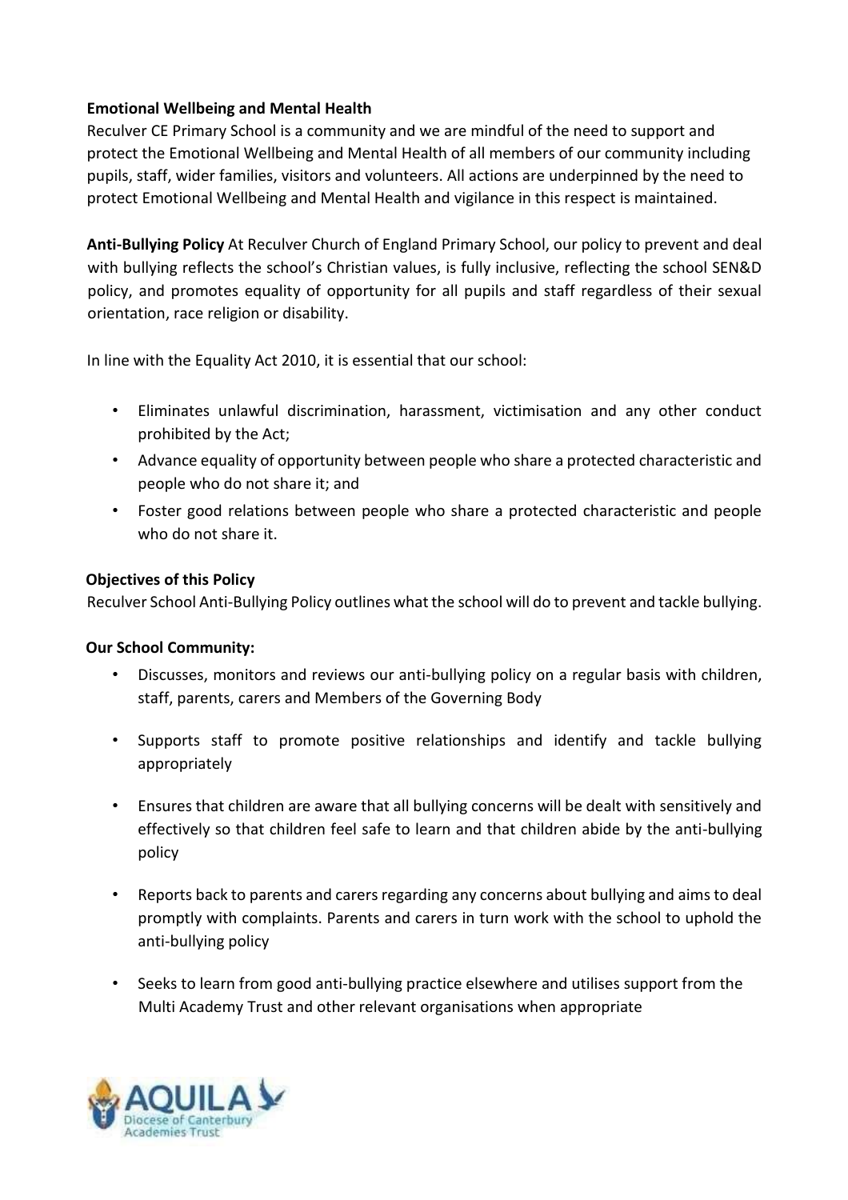**Emotional Wellbeing and Mental Health**

Reculver CE Primary School is a community and we are mindful of the need to support and protect the Emotional Wellbeing and Mental Health of all members of our community including pupils, staff, wider families, visitors and volunteers. All actions are underpinned by the need to protect Emotional Wellbeing and Mental Health and vigilance in this respect is maintained.

**Anti-Bullying Policy** At Reculver Church of England Primary School, our policy to prevent and deal with bullying reflects the school's Christian values, is fully inclusive, reflecting the school SEN&D policy, and promotes equality of opportunity for all pupils and staff regardless of their sexual orientation, race religion or disability.

In line with the Equality Act 2010, it is essential that our school:

- Eliminates unlawful discrimination, harassment, victimisation and any other conduct prohibited by the Act;
- Advance equality of opportunity between people who share a protected characteristic and people who do not share it; and
- Foster good relations between people who share a protected characteristic and people who do not share it.

**Objectives of this Policy**

Reculver School Anti-Bullying Policy outlines what the school will do to prevent and tackle bullying.

**Our School Community:**

- Discusses, monitors and reviews our anti-bullying policy on a regular basis with children, staff, parents, carers and Members of the Governing Body
- Supports staff to promote positive relationships and identify and tackle bullying appropriately
- Ensures that children are aware that all bullying concerns will be dealt with sensitively and effectively so that children feel safe to learn and that children abide by the anti-bullying policy
- Reports back to parents and carers regarding any concerns about bullying and aims to deal promptly with complaints. Parents and carers in turn work with the school to uphold the anti-bullying policy
- Seeks to learn from good anti-bullying practice elsewhere and utilises support from the Multi Academy Trust and other relevant organisations when appropriate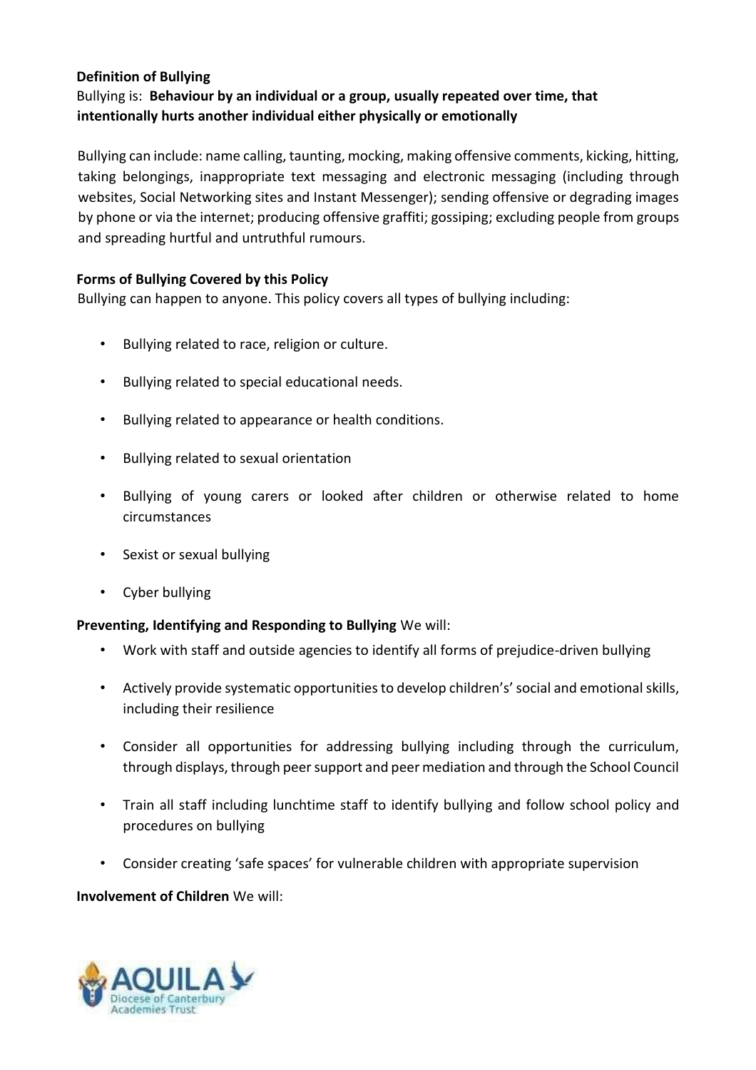**Definition of Bullying**

Bullying is: **Behaviour by an individual or a group, usually repeated over time, that intentionally hurts another individual either physically or emotionally**

Bullying can include: name calling, taunting, mocking, making offensive comments, kicking, hitting, taking belongings, inappropriate text messaging and electronic messaging (including through websites, Social Networking sites and Instant Messenger); sending offensive or degrading images by phone or via the internet; producing offensive graffiti; gossiping; excluding people from groups and spreading hurtful and untruthful rumours.

**Forms of Bullying Covered by this Policy**

Bullying can happen to anyone. This policy covers all types of bullying including:

- Bullying related to race, religion or culture.
- Bullying related to special educational needs.
- Bullying related to appearance or health conditions.
- Bullying related to sexual orientation
- Bullying of young carers or looked after children or otherwise related to home circumstances
- Sexist or sexual bullying
- Cyber bullying

**Preventing, Identifying and Responding to Bullying** We will:

- Work with staff and outside agencies to identify all forms of prejudice-driven bullying
- Actively provide systematic opportunities to develop children's' social and emotional skills, including their resilience
- Consider all opportunities for addressing bullying including through the curriculum, through displays, through peer support and peer mediation and through the School Council
- Train all staff including lunchtime staff to identify bullying and follow school policy and procedures on bullying
- Consider creating 'safe spaces' for vulnerable children with appropriate supervision

**Involvement of Children** We will: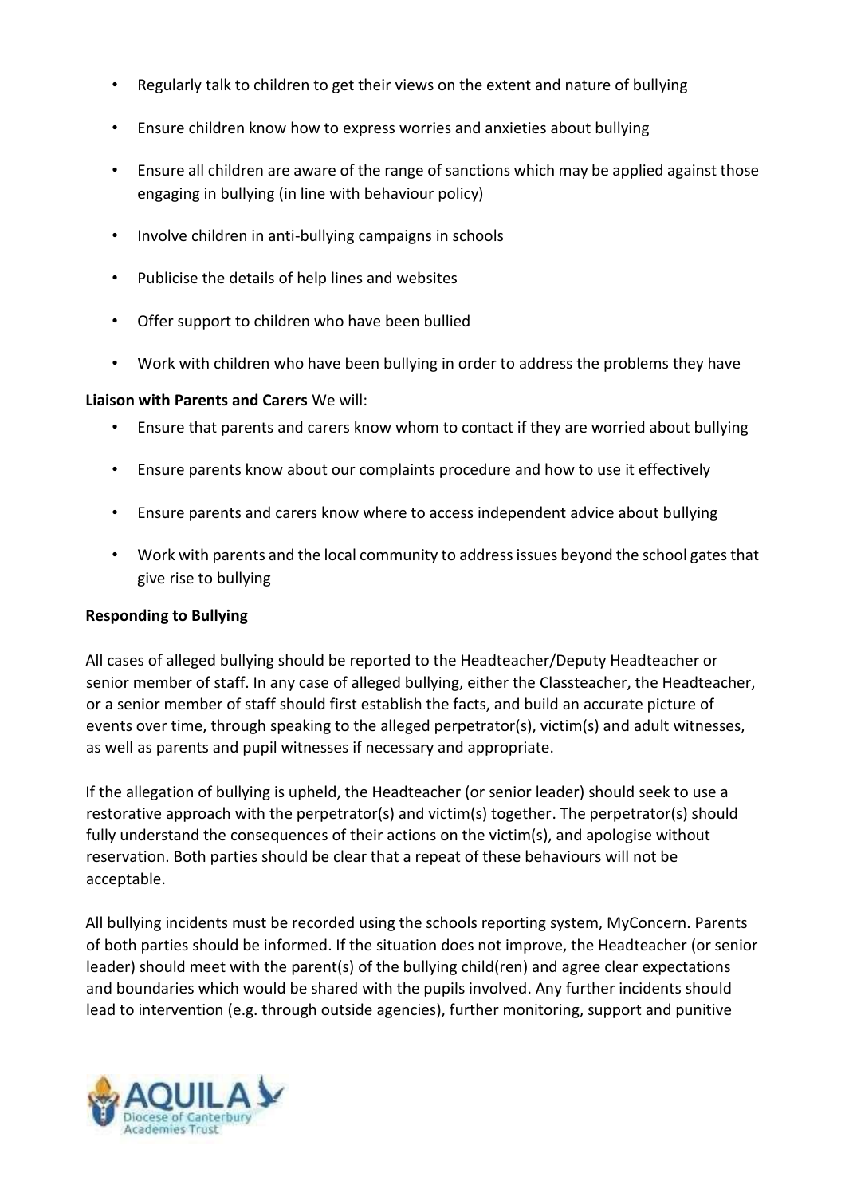- Regularly talk to children to get their views on the extent and nature of bullying
- Ensure children know how to express worries and anxieties about bullying
- Ensure all children are aware of the range of sanctions which may be applied against those engaging in bullying (in line with behaviour policy)
- Involve children in anti-bullying campaigns in schools
- Publicise the details of help lines and websites
- Offer support to children who have been bullied
- Work with children who have been bullying in order to address the problems they have

**Liaison with Parents and Carers** We will:

- Ensure that parents and carers know whom to contact if they are worried about bullying
- Ensure parents know about our complaints procedure and how to use it effectively
- Ensure parents and carers know where to access independent advice about bullying
- Work with parents and the local community to address issues beyond the school gates that give rise to bullying

**Responding to Bullying**

All cases of alleged bullying should be reported to the Headteacher/Deputy Headteacher or senior member of staff. In any case of alleged bullying, either the Classteacher, the Headteacher, or a senior member of staff should first establish the facts, and build an accurate picture of events over time, through speaking to the alleged perpetrator(s), victim(s) and adult witnesses, as well as parents and pupil witnesses if necessary and appropriate.

If the allegation of bullying is upheld, the Headteacher (or senior leader) should seek to use a restorative approach with the perpetrator(s) and victim(s) together. The perpetrator(s) should fully understand the consequences of their actions on the victim(s), and apologise without reservation. Both parties should be clear that a repeat of these behaviours will not be acceptable.

All bullying incidents must be recorded using the schools reporting system, MyConcern. Parents of both parties should be informed. If the situation does not improve, the Headteacher (or senior leader) should meet with the parent(s) of the bullying child(ren) and agree clear expectations and boundaries which would be shared with the pupils involved. Any further incidents should lead to intervention (e.g. through outside agencies), further monitoring, support and punitive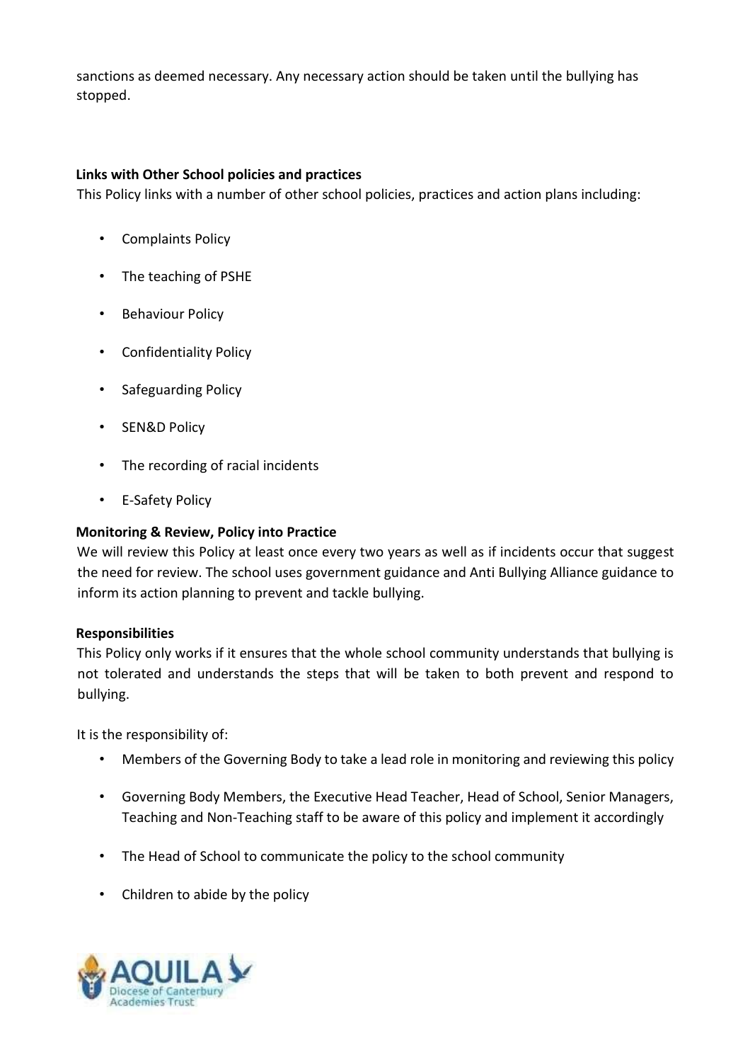sanctions as deemed necessary. Any necessary action should be taken until the bullying has stopped.

### Links with Other School policies and practices

This Policy links with a number of other school policies, practices and action plans including:

- Complaints Policy
- The teaching of PSHE
- Behaviour Policy
- Confidentiality Policy
- Safeguarding Policy
- SEN&D Policy
- The recording of racial incidents
- E-Safety Policy

### Monitoring & Review, Policy into Practice

We will review this Policy at least once every two years as well as if incidents occur that suggest the need for review. The school uses government guidance and Anti Bullying Alliance guidance to inform its action planning to prevent and tackle bullying.

### Responsibilities

This Policy only works if it ensures that the whole school community understands that bullying is not tolerated and understands the steps that will be taken to both prevent and respond to bullying.

It is the responsibility of:

- Members of the Governing Body to take a lead role in monitoring and reviewing this policy
- Governing Body Members, the Executive Head Teacher, Head of School, Senior Managers, Teaching and Non-Teaching staff to be aware of this policy and implement it accordingly
- The Head of School to communicate the policy to the school community
- Children to abide by the policy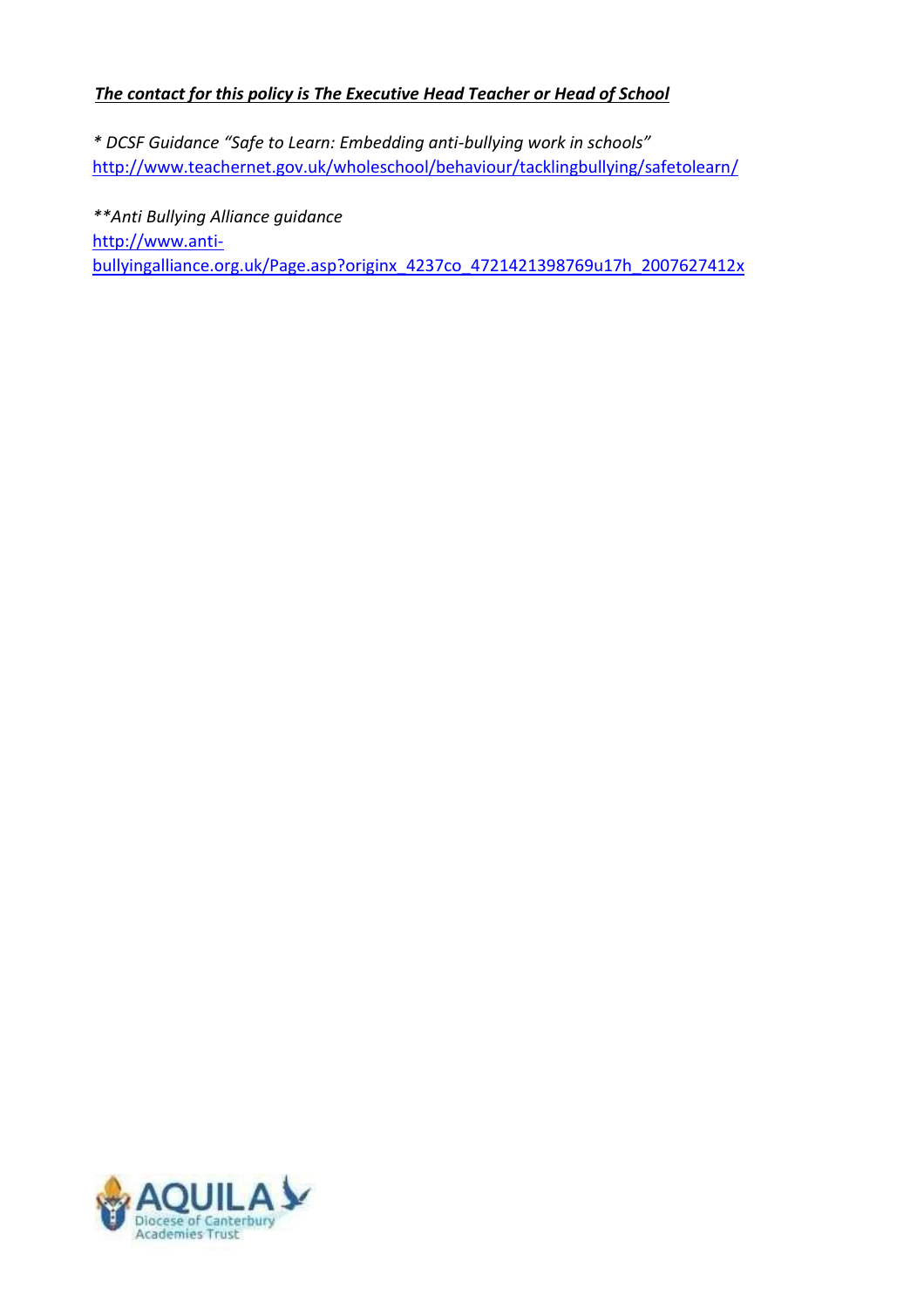***The contact for this policy is The Executive Head Teacher or Head of School***

*\* DCSF Guidance "Safe to Learn: Embedding anti-bullying work in schools"*
http://www.teachernet.gov.uk/wholeschool/behaviour/tacklingbullying/safetolearn/

*\*\*Anti Bullying Alliance guidance*
http://www.anti-bullyingalliance.org.uk/Page.asp?originx_4237co_4721421398769u17h_2007627412x

AQUILA
Diocese of Canterbury
Academies Trust